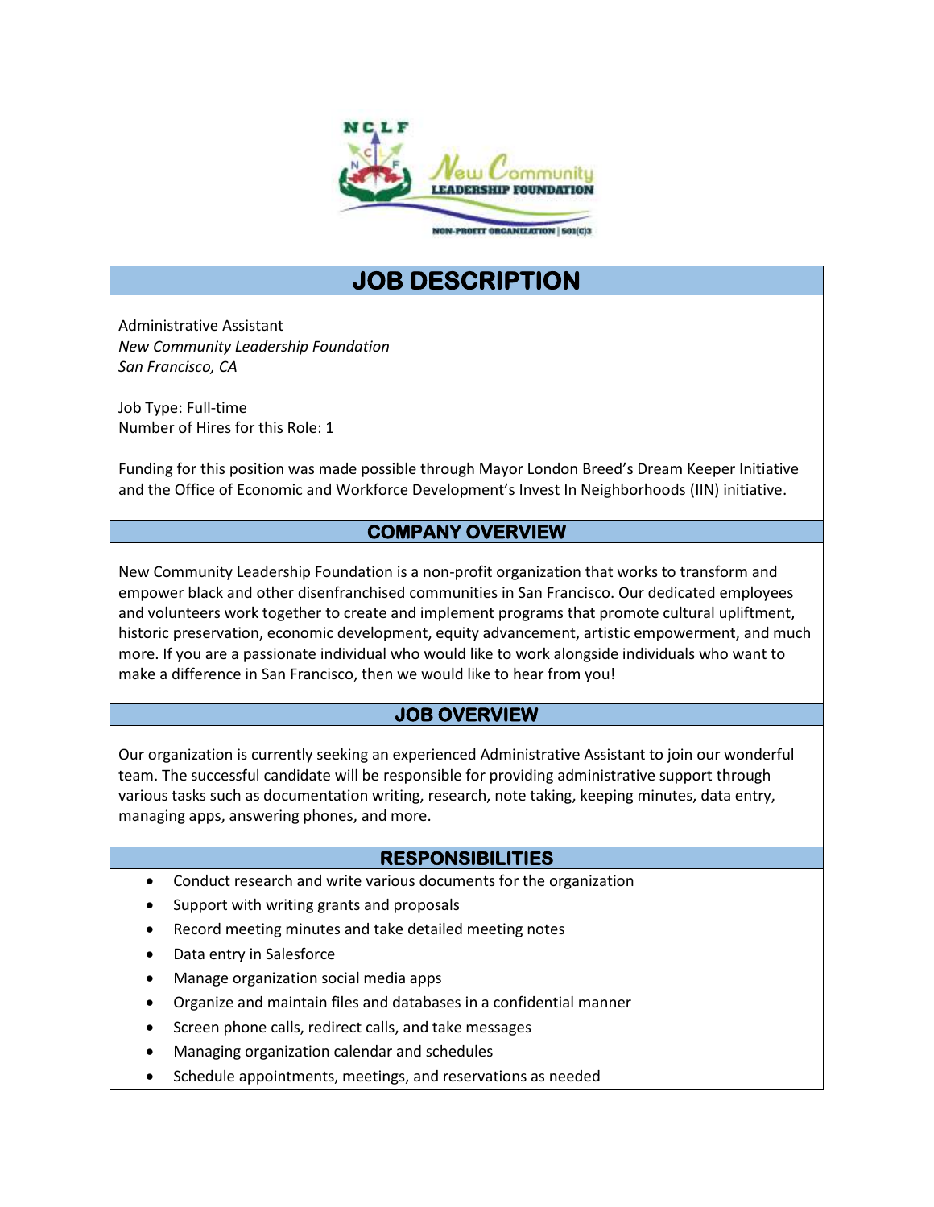# JOB DESCRIPTION

Administrative Assistant
*New Community Leadership Foundation*
*San Francisco, CA*

Job Type: Full-time
Number of Hires for this Role: 1

Funding for this position was made possible through Mayor London Breed's Dream Keeper Initiative and the Office of Economic and Workforce Development's Invest In Neighborhoods (IIN) initiative.

## COMPANY OVERVIEW

New Community Leadership Foundation is a non-profit organization that works to transform and empower black and other disenfranchised communities in San Francisco. Our dedicated employees and volunteers work together to create and implement programs that promote cultural upliftment, historic preservation, economic development, equity advancement, artistic empowerment, and much more. If you are a passionate individual who would like to work alongside individuals who want to make a difference in San Francisco, then we would like to hear from you!

## JOB OVERVIEW

Our organization is currently seeking an experienced Administrative Assistant to join our wonderful team. The successful candidate will be responsible for providing administrative support through various tasks such as documentation writing, research, note taking, keeping minutes, data entry, managing apps, answering phones, and more.

## RESPONSIBILITIES

- Conduct research and write various documents for the organization
- Support with writing grants and proposals
- Record meeting minutes and take detailed meeting notes
- Data entry in Salesforce
- Manage organization social media apps
- Organize and maintain files and databases in a confidential manner
- Screen phone calls, redirect calls, and take messages
- Managing organization calendar and schedules
- Schedule appointments, meetings, and reservations as needed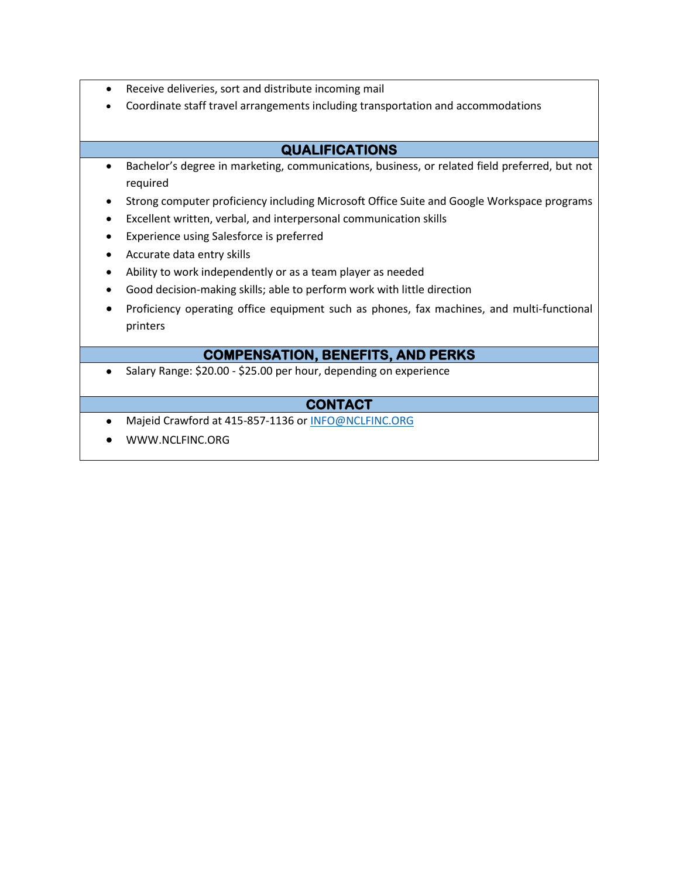- Receive deliveries, sort and distribute incoming mail
- Coordinate staff travel arrangements including transportation and accommodations

## QUALIFICATIONS

- Bachelor's degree in marketing, communications, business, or related field preferred, but not required
- Strong computer proficiency including Microsoft Office Suite and Google Workspace programs
- Excellent written, verbal, and interpersonal communication skills
- Experience using Salesforce is preferred
- Accurate data entry skills
- Ability to work independently or as a team player as needed
- Good decision-making skills; able to perform work with little direction
- Proficiency operating office equipment such as phones, fax machines, and multi-functional printers

## COMPENSATION, BENEFITS, AND PERKS

- Salary Range: $20.00 - $25.00 per hour, depending on experience

## CONTACT

- Majeid Crawford at 415-857-1136 or [INFO@NCLFINC.ORG](mailto:INFO@NCLFINC.ORG)
- WWW.NCLFINC.ORG